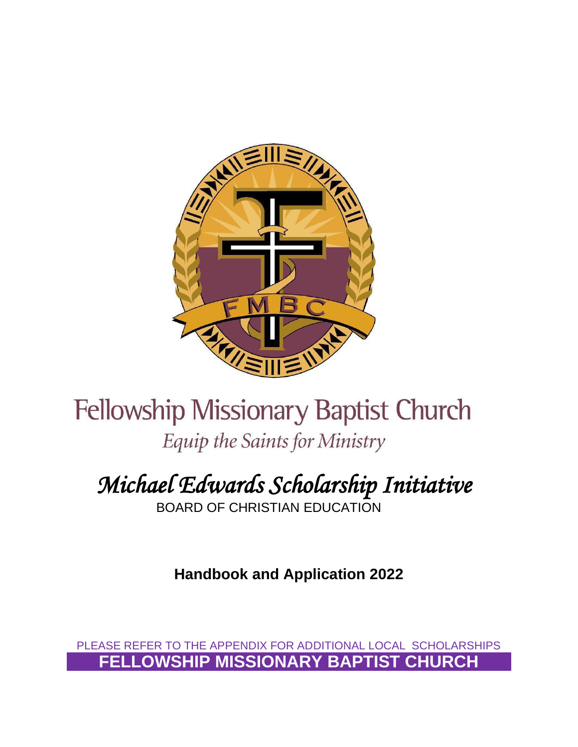# Fellowship Missionary Baptist Church

*Equip the Saints for Ministry*

## *Michael Edwards Scholarship Initiative*

BOARD OF CHRISTIAN EDUCATION

**Handbook and Application 2022**

PLEASE REFER TO THE APPENDIX FOR ADDITIONAL LOCAL SCHOLARSHIPS

**FELLOWSHIP MISSIONARY BAPTIST CHURCH**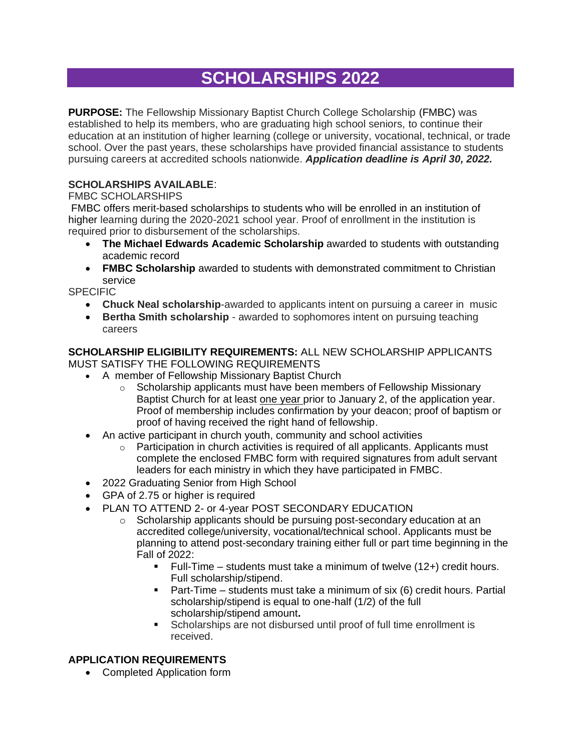# SCHOLARSHIPS 2022

**PURPOSE:** The Fellowship Missionary Baptist Church College Scholarship (FMBC) was established to help its members, who are graduating high school seniors, to continue their education at an institution of higher learning (college or university, vocational, technical, or trade school. Over the past years, these scholarships have provided financial assistance to students pursuing careers at accredited schools nationwide. ***Application deadline is April 30, 2022.***

**SCHOLARSHIPS AVAILABLE**:

FMBC SCHOLARSHIPS

FMBC offers merit-based scholarships to students who will be enrolled in an institution of higher learning during the 2020-2021 school year. Proof of enrollment in the institution is required prior to disbursement of the scholarships.

- **The Michael Edwards Academic Scholarship** awarded to students with outstanding academic record
- **FMBC Scholarship** awarded to students with demonstrated commitment to Christian service

SPECIFIC

- **Chuck Neal scholarship**-awarded to applicants intent on pursuing a career in music
- **Bertha Smith scholarship** - awarded to sophomores intent on pursuing teaching careers

**SCHOLARSHIP ELIGIBILITY REQUIREMENTS:** ALL NEW SCHOLARSHIP APPLICANTS MUST SATISFY THE FOLLOWING REQUIREMENTS

- A member of Fellowship Missionary Baptist Church
  - Scholarship applicants must have been members of Fellowship Missionary Baptist Church for at least <u>one year</u> prior to January 2, of the application year. Proof of membership includes confirmation by your deacon; proof of baptism or proof of having received the right hand of fellowship.
- An active participant in church youth, community and school activities
  - Participation in church activities is required of all applicants. Applicants must complete the enclosed FMBC form with required signatures from adult servant leaders for each ministry in which they have participated in FMBC.
- 2022 Graduating Senior from High School
- GPA of 2.75 or higher is required
- PLAN TO ATTEND 2- or 4-year POST SECONDARY EDUCATION
  - Scholarship applicants should be pursuing post-secondary education at an accredited college/university, vocational/technical school. Applicants must be planning to attend post-secondary training either full or part time beginning in the Fall of 2022:
    - Full-Time – students must take a minimum of twelve (12+) credit hours. Full scholarship/stipend.
    - Part-Time – students must take a minimum of six (6) credit hours. Partial scholarship/stipend is equal to one-half (1/2) of the full scholarship/stipend amount**.**
    - Scholarships are not disbursed until proof of full time enrollment is received.

**APPLICATION REQUIREMENTS**

- Completed Application form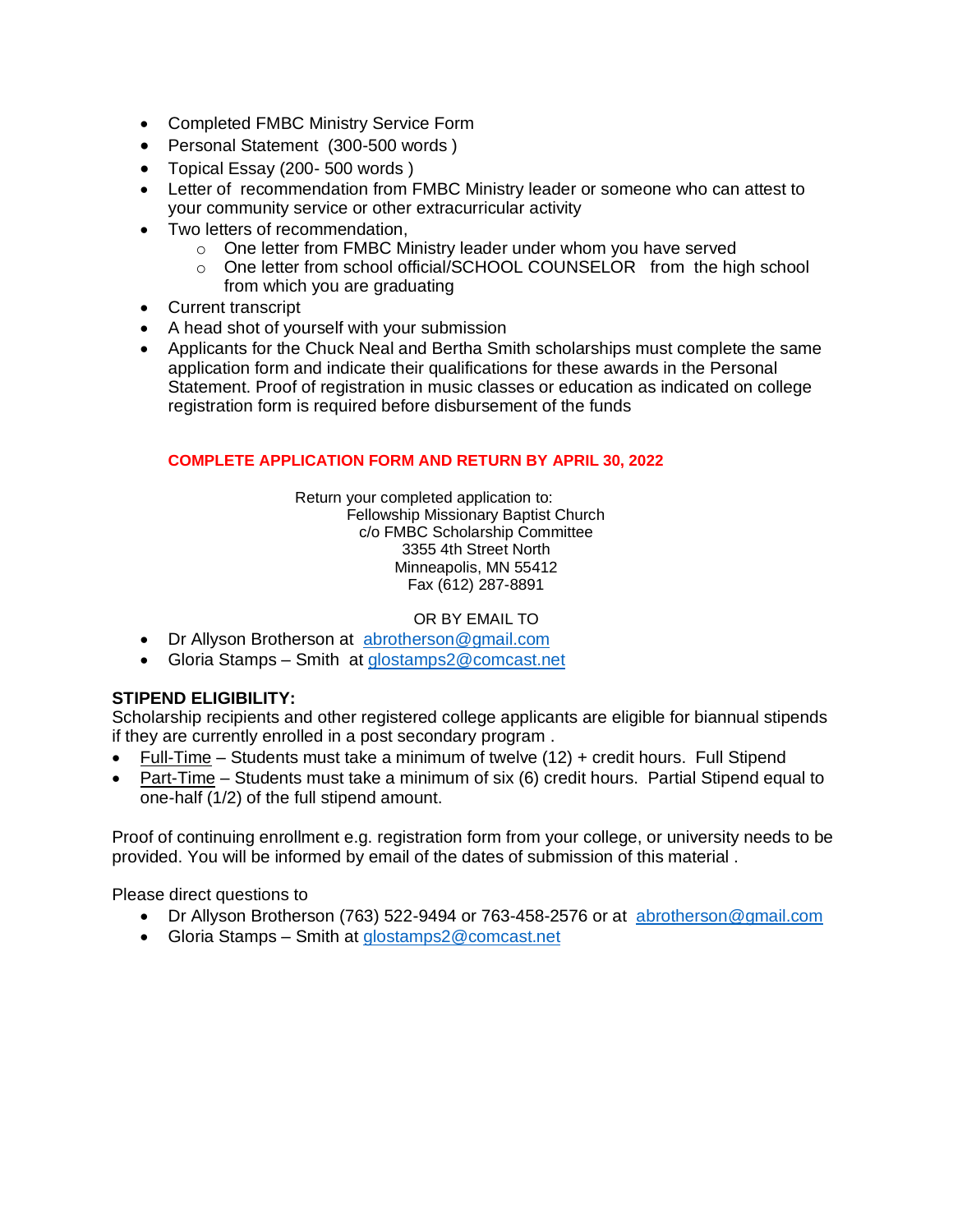- Completed FMBC Ministry Service Form
- Personal Statement (300-500 words )
- Topical Essay (200- 500 words )
- Letter of recommendation from FMBC Ministry leader or someone who can attest to your community service or other extracurricular activity
- Two letters of recommendation,
  - One letter from FMBC Ministry leader under whom you have served
  - One letter from school official/SCHOOL COUNSELOR from the high school from which you are graduating
- Current transcript
- A head shot of yourself with your submission
- Applicants for the Chuck Neal and Bertha Smith scholarships must complete the same application form and indicate their qualifications for these awards in the Personal Statement. Proof of registration in music classes or education as indicated on college registration form is required before disbursement of the funds

**COMPLETE APPLICATION FORM AND RETURN BY APRIL 30, 2022**

Return your completed application to:
Fellowship Missionary Baptist Church
c/o FMBC Scholarship Committee
3355 4th Street North
Minneapolis, MN 55412
Fax (612) 287-8891

OR BY EMAIL TO

- Dr Allyson Brotherson at abrotherson@gmail.com
- Gloria Stamps – Smith at glostamps2@comcast.net

**STIPEND ELIGIBILITY:**
Scholarship recipients and other registered college applicants are eligible for biannual stipends if they are currently enrolled in a post secondary program .

- Full-Time – Students must take a minimum of twelve (12) + credit hours. Full Stipend
- Part-Time – Students must take a minimum of six (6) credit hours. Partial Stipend equal to one-half (1/2) of the full stipend amount.

Proof of continuing enrollment e.g. registration form from your college, or university needs to be provided. You will be informed by email of the dates of submission of this material .

Please direct questions to

- Dr Allyson Brotherson (763) 522-9494 or 763-458-2576 or at abrotherson@gmail.com
- Gloria Stamps – Smith at glostamps2@comcast.net